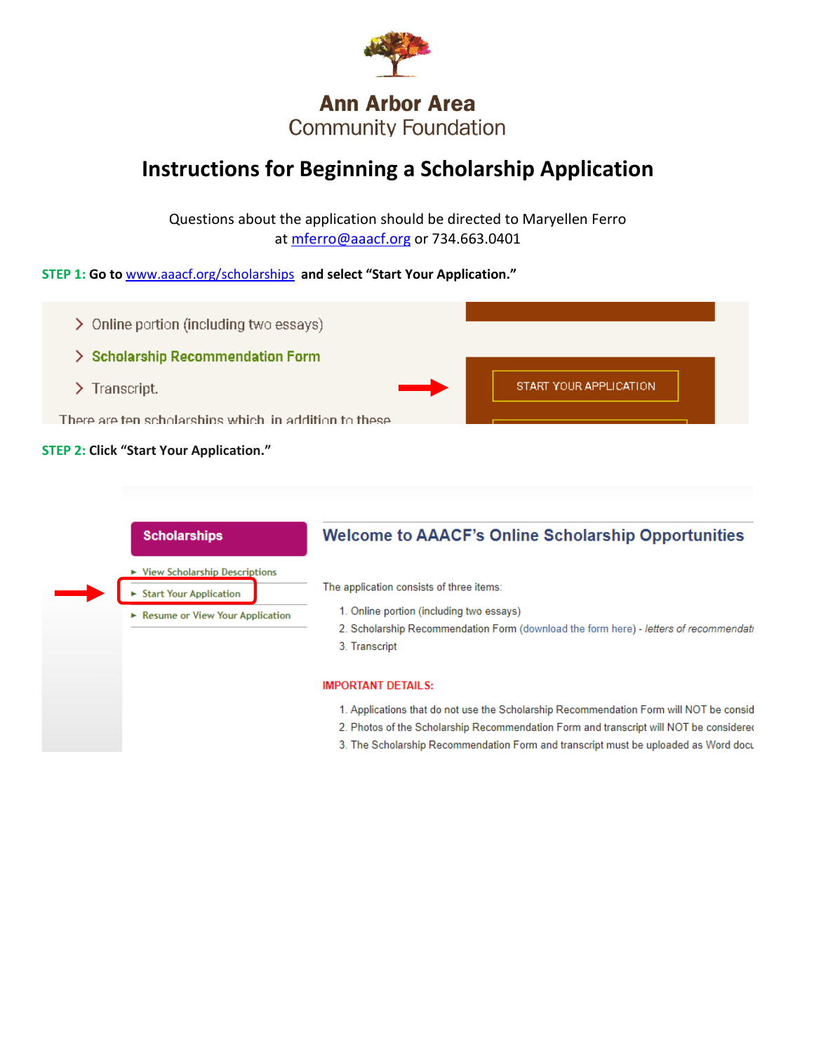# Ann Arbor Area Community Foundation

## Instructions for Beginning a Scholarship Application

Questions about the application should be directed to Maryellen Ferro at mferro@aaacf.org or 734.663.0401

**STEP 1: Go to www.aaacf.org/scholarships and select "Start Your Application."**

> Online portion (including two essays)

> Scholarship Recommendation Form

> Transcript.

There are ten scholarships which, in addition to these

START YOUR APPLICATION

**STEP 2: Click "Start Your Application."**

**Scholarships**

- View Scholarship Descriptions
- Start Your Application
- Resume or View Your Application

**Welcome to AAACF's Online Scholarship Opportunities**

The application consists of three items:

1. Online portion (including two essays)
2. Scholarship Recommendation Form (download the form here) - *letters of recommendati*
3. Transcript

IMPORTANT DETAILS:

1. Applications that do not use the Scholarship Recommendation Form will NOT be consid
2. Photos of the Scholarship Recommendation Form and transcript will NOT be considere
3. The Scholarship Recommendation Form and transcript must be uploaded as Word docu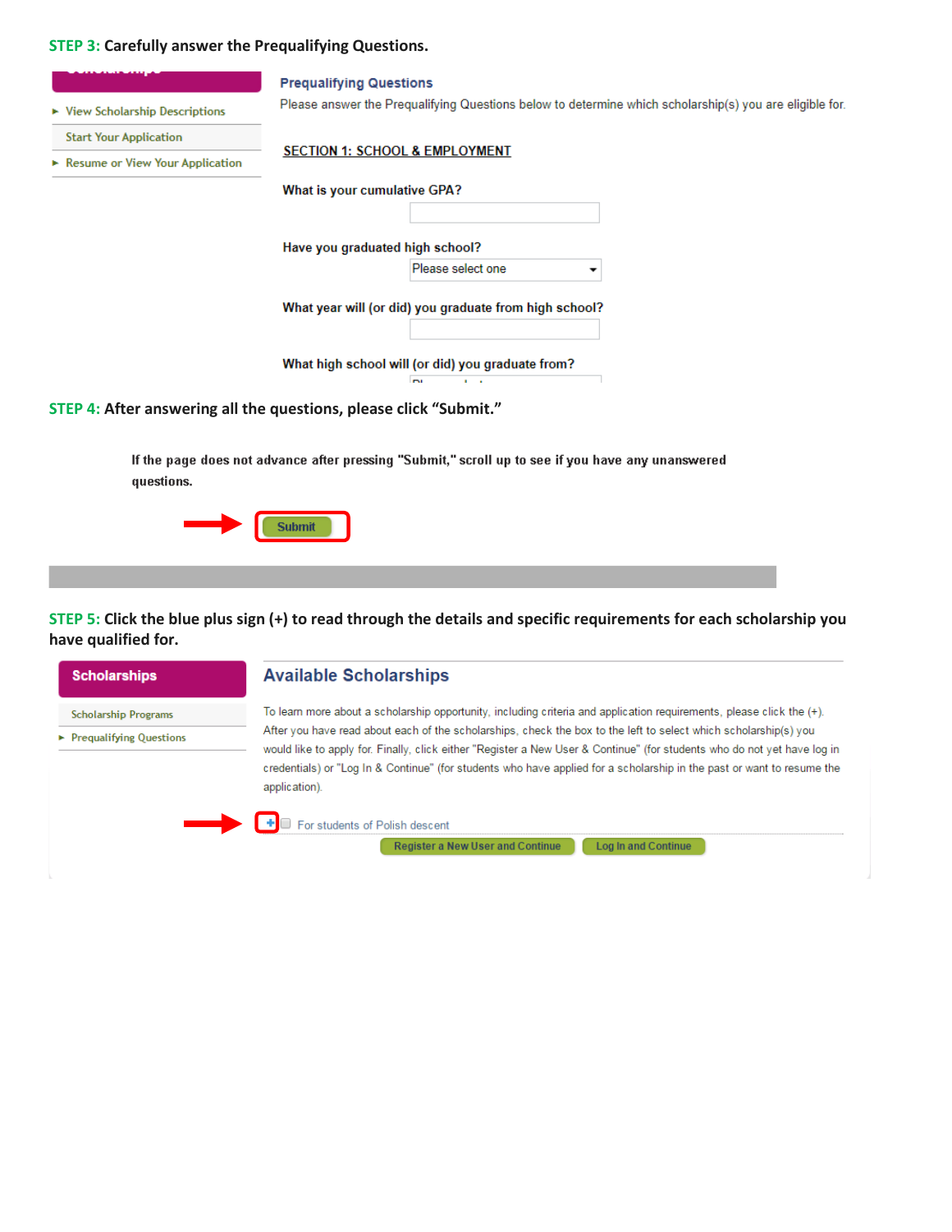**STEP 3:** Carefully answer the Prequalifying Questions.

- View Scholarship Descriptions
- Start Your Application
- Resume or View Your Application

**Prequalifying Questions**

Please answer the Prequalifying Questions below to determine which scholarship(s) you are eligible for.

SECTION 1: SCHOOL & EMPLOYMENT

**What is your cumulative GPA?**

**Have you graduated high school?**

Please select one

**What year will (or did) you graduate from high school?**

**What high school will (or did) you graduate from?**

**STEP 4:** After answering all the questions, please click "Submit."

If the page does not advance after pressing "Submit," scroll up to see if you have any unanswered questions.

Submit

**STEP 5:** Click the blue plus sign (+) to read through the details and specific requirements for each scholarship you have qualified for.

**Scholarships**

- Scholarship Programs
- Prequalifying Questions

**Available Scholarships**

To learn more about a scholarship opportunity, including criteria and application requirements, please click the (+). After you have read about each of the scholarships, check the box to the left to select which scholarship(s) you would like to apply for. Finally, click either "Register a New User & Continue" (for students who do not yet have log in credentials) or "Log In & Continue" (for students who have applied for a scholarship in the past or want to resume the application).

+ For students of Polish descent

Register a New User and Continue | Log In and Continue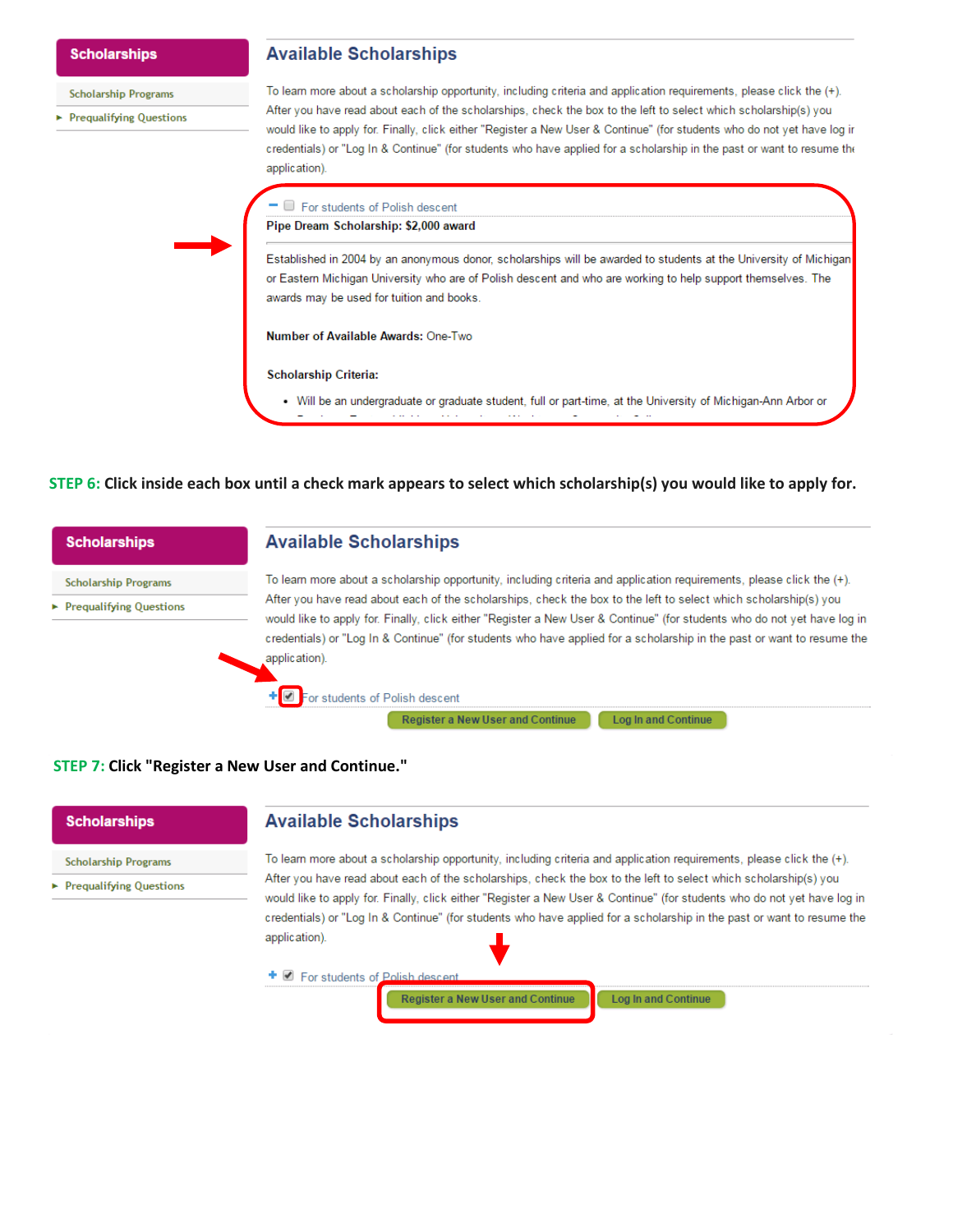**Scholarships**

Scholarship Programs

► Prequalifying Questions

## Available Scholarships

To learn more about a scholarship opportunity, including criteria and application requirements, please click the (+). After you have read about each of the scholarships, check the box to the left to select which scholarship(s) you would like to apply for. Finally, click either "Register a New User & Continue" (for students who do not yet have log in credentials) or "Log In & Continue" (for students who have applied for a scholarship in the past or want to resume the application).

– ☐ For students of Polish descent

**Pipe Dream Scholarship: $2,000 award**

Established in 2004 by an anonymous donor, scholarships will be awarded to students at the University of Michigan or Eastern Michigan University who are of Polish descent and who are working to help support themselves. The awards may be used for tuition and books.

**Number of Available Awards:** One-Two

**Scholarship Criteria:**

- Will be an undergraduate or graduate student, full or part-time, at the University of Michigan-Ann Arbor or

**STEP 6: Click inside each box until a check mark appears to select which scholarship(s) you would like to apply for.**

**Scholarships**

Scholarship Programs

► Prequalifying Questions

## Available Scholarships

To learn more about a scholarship opportunity, including criteria and application requirements, please click the (+). After you have read about each of the scholarships, check the box to the left to select which scholarship(s) you would like to apply for. Finally, click either "Register a New User & Continue" (for students who do not yet have log in credentials) or "Log In & Continue" (for students who have applied for a scholarship in the past or want to resume the application).

+ ☑ For students of Polish descent

Register a New User and Continue | Log In and Continue

**STEP 7: Click "Register a New User and Continue."**

**Scholarships**

Scholarship Programs

► Prequalifying Questions

## Available Scholarships

To learn more about a scholarship opportunity, including criteria and application requirements, please click the (+). After you have read about each of the scholarships, check the box to the left to select which scholarship(s) you would like to apply for. Finally, click either "Register a New User & Continue" (for students who do not yet have log in credentials) or "Log In & Continue" (for students who have applied for a scholarship in the past or want to resume the application).

+ ☑ For students of Polish descent

Register a New User and Continue | Log In and Continue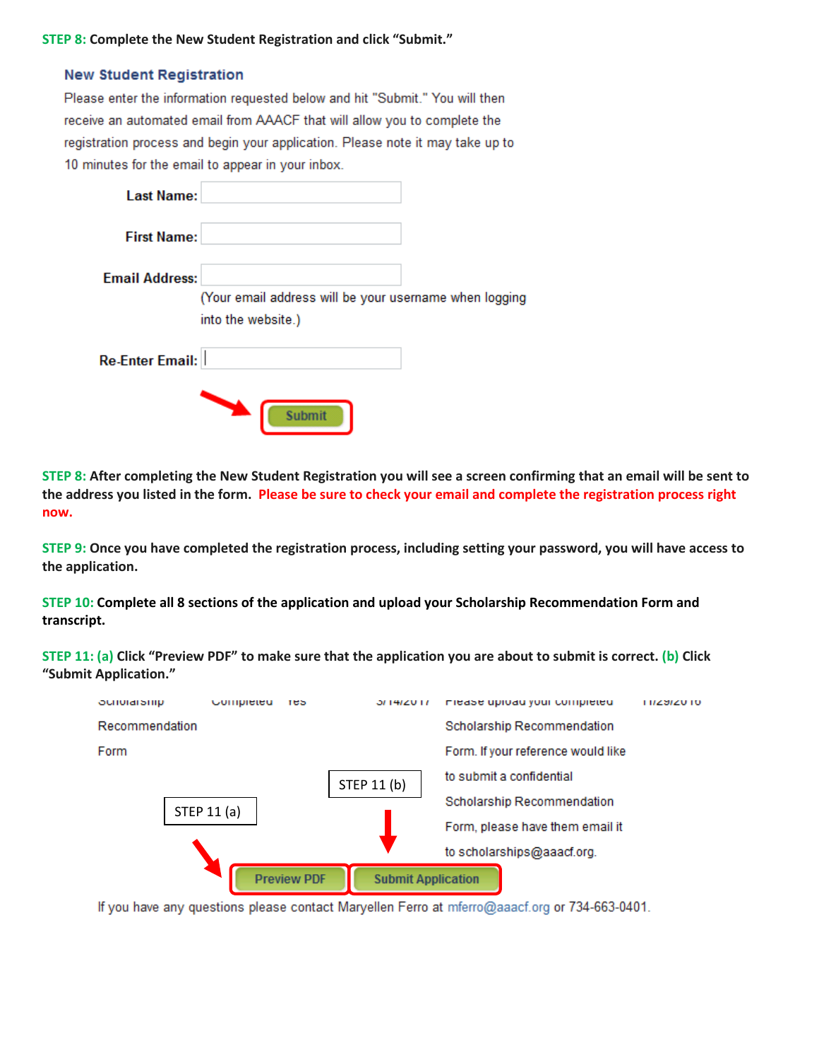**STEP 8: Complete the New Student Registration and click "Submit."**

### New Student Registration

Please enter the information requested below and hit "Submit." You will then receive an automated email from AAACF that will allow you to complete the registration process and begin your application. Please note it may take up to 10 minutes for the email to appear in your inbox.

**Last Name:**

**First Name:**

**Email Address:**
(Your email address will be your username when logging into the website.)

**Re-Enter Email:**

Submit

**STEP 8: After completing the New Student Registration you will see a screen confirming that an email will be sent to the address you listed in the form. Please be sure to check your email and complete the registration process right now.**

**STEP 9: Once you have completed the registration process, including setting your password, you will have access to the application.**

**STEP 10: Complete all 8 sections of the application and upload your Scholarship Recommendation Form and transcript.**

**STEP 11: (a) Click "Preview PDF" to make sure that the application you are about to submit is correct. (b) Click "Submit Application."**

Scholarship Recommendation Form | Completed | Yes | 3/14/2017 | Please upload your completed Scholarship Recommendation Form. If your reference would like to submit a confidential Scholarship Recommendation Form, please have them email it to scholarships@aaacf.org. | 11/29/2016

STEP 11 (a)

STEP 11 (b)

Preview PDF | Submit Application

If you have any questions please contact Maryellen Ferro at mferro@aaacf.org or 734-663-0401.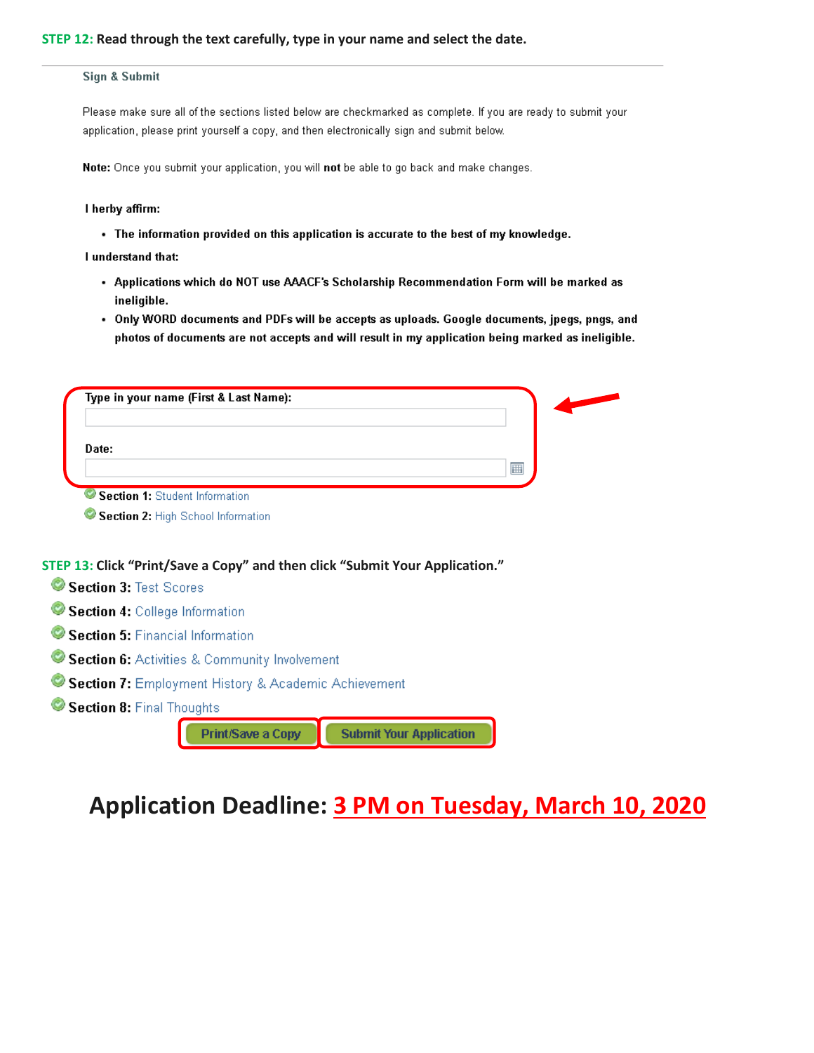**STEP 12: Read through the text carefully, type in your name and select the date.**

Sign & Submit

Please make sure all of the sections listed below are checkmarked as complete. If you are ready to submit your application, please print yourself a copy, and then electronically sign and submit below.

**Note:** Once you submit your application, you will **not** be able to go back and make changes.

**I herby affirm:**

- **The information provided on this application is accurate to the best of my knowledge.**

**I understand that:**

- **Applications which do NOT use AAACF's Scholarship Recommendation Form will be marked as ineligible.**
- **Only WORD documents and PDFs will be accepts as uploads. Google documents, jpegs, pngs, and photos of documents are not accepts and will result in my application being marked as ineligible.**

**Type in your name (First & Last Name):**

**Date:**

**Section 1:** Student Information

**Section 2:** High School Information

**STEP 13: Click "Print/Save a Copy" and then click "Submit Your Application."**

**Section 3:** Test Scores

**Section 4:** College Information

**Section 5:** Financial Information

**Section 6:** Activities & Community Involvement

**Section 7:** Employment History & Academic Achievement

**Section 8:** Final Thoughts

Print/Save a Copy | Submit Your Application

# Application Deadline: 3 PM on Tuesday, March 10, 2020